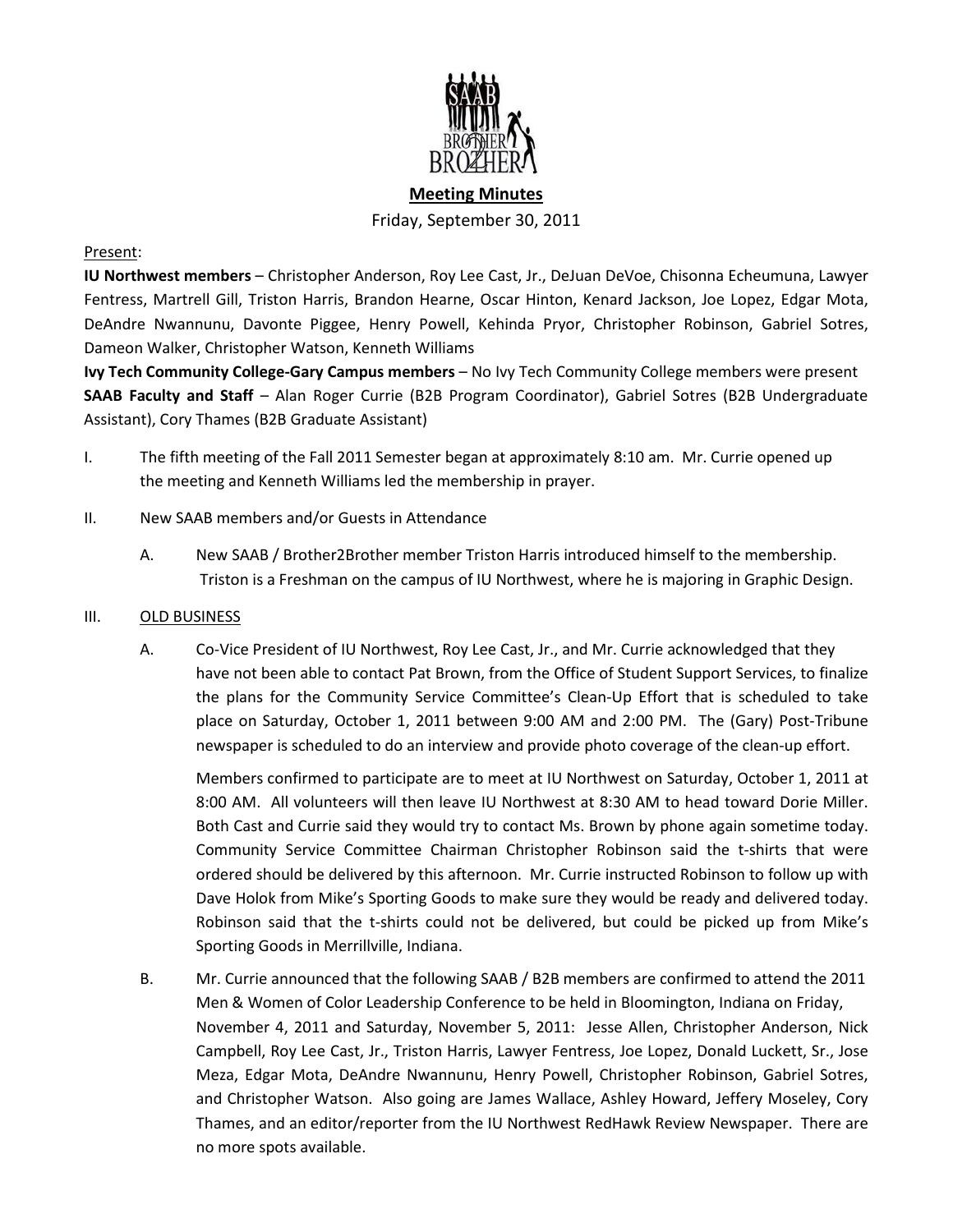**Meeting Minutes**

Friday, September 30, 2011

Present:

**IU Northwest members** – Christopher Anderson, Roy Lee Cast, Jr., DeJuan DeVoe, Chisonna Echeumuna, Lawyer Fentress, Martrell Gill, Triston Harris, Brandon Hearne, Oscar Hinton, Kenard Jackson, Joe Lopez, Edgar Mota, DeAndre Nwannunu, Davonte Piggee, Henry Powell, Kehinda Pryor, Christopher Robinson, Gabriel Sotres, Dameon Walker, Christopher Watson, Kenneth Williams

**Ivy Tech Community College-Gary Campus members** – No Ivy Tech Community College members were present

**SAAB Faculty and Staff** – Alan Roger Currie (B2B Program Coordinator), Gabriel Sotres (B2B Undergraduate Assistant), Cory Thames (B2B Graduate Assistant)

I. The fifth meeting of the Fall 2011 Semester began at approximately 8:10 am. Mr. Currie opened up the meeting and Kenneth Williams led the membership in prayer.

II. New SAAB members and/or Guests in Attendance

A. New SAAB / Brother2Brother member Triston Harris introduced himself to the membership. Triston is a Freshman on the campus of IU Northwest, where he is majoring in Graphic Design.

III. OLD BUSINESS

A. Co-Vice President of IU Northwest, Roy Lee Cast, Jr., and Mr. Currie acknowledged that they have not been able to contact Pat Brown, from the Office of Student Support Services, to finalize the plans for the Community Service Committee's Clean-Up Effort that is scheduled to take place on Saturday, October 1, 2011 between 9:00 AM and 2:00 PM. The (Gary) Post-Tribune newspaper is scheduled to do an interview and provide photo coverage of the clean-up effort.

Members confirmed to participate are to meet at IU Northwest on Saturday, October 1, 2011 at 8:00 AM. All volunteers will then leave IU Northwest at 8:30 AM to head toward Dorie Miller. Both Cast and Currie said they would try to contact Ms. Brown by phone again sometime today. Community Service Committee Chairman Christopher Robinson said the t-shirts that were ordered should be delivered by this afternoon. Mr. Currie instructed Robinson to follow up with Dave Holok from Mike's Sporting Goods to make sure they would be ready and delivered today. Robinson said that the t-shirts could not be delivered, but could be picked up from Mike's Sporting Goods in Merrillville, Indiana.

B. Mr. Currie announced that the following SAAB / B2B members are confirmed to attend the 2011 Men & Women of Color Leadership Conference to be held in Bloomington, Indiana on Friday, November 4, 2011 and Saturday, November 5, 2011: Jesse Allen, Christopher Anderson, Nick Campbell, Roy Lee Cast, Jr., Triston Harris, Lawyer Fentress, Joe Lopez, Donald Luckett, Sr., Jose Meza, Edgar Mota, DeAndre Nwannunu, Henry Powell, Christopher Robinson, Gabriel Sotres, and Christopher Watson. Also going are James Wallace, Ashley Howard, Jeffery Moseley, Cory Thames, and an editor/reporter from the IU Northwest RedHawk Review Newspaper. There are no more spots available.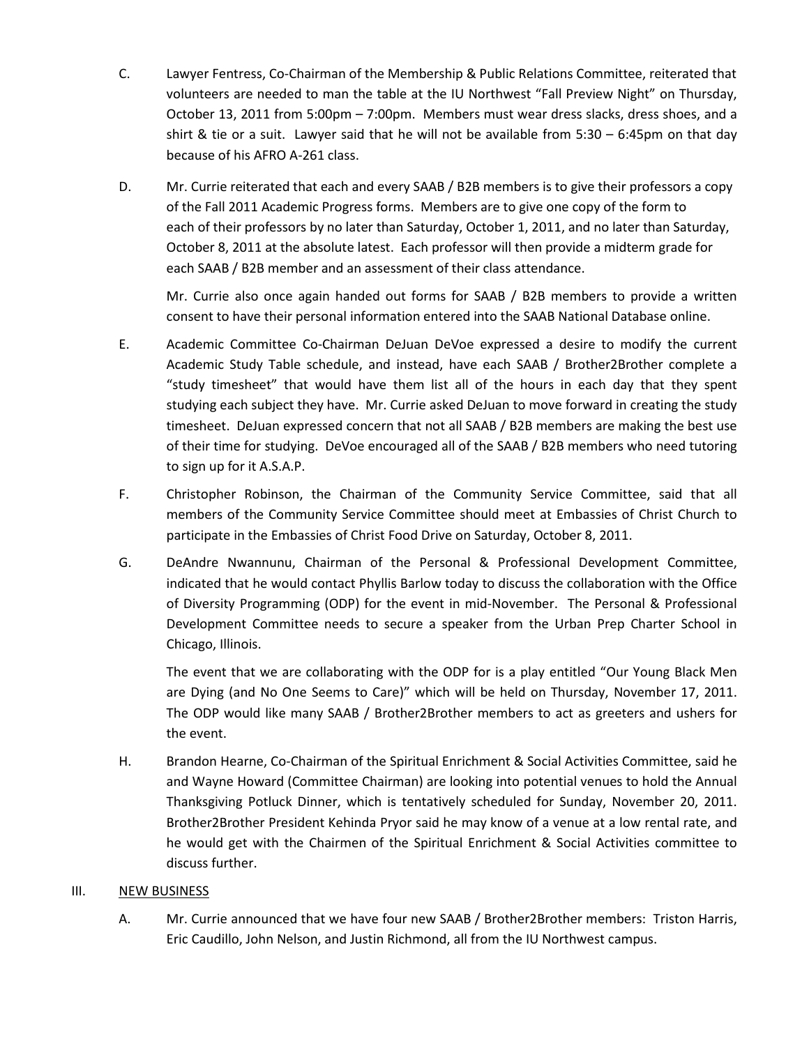C. Lawyer Fentress, Co-Chairman of the Membership & Public Relations Committee, reiterated that volunteers are needed to man the table at the IU Northwest "Fall Preview Night" on Thursday, October 13, 2011 from 5:00pm – 7:00pm. Members must wear dress slacks, dress shoes, and a shirt & tie or a suit. Lawyer said that he will not be available from 5:30 – 6:45pm on that day because of his AFRO A-261 class.

D. Mr. Currie reiterated that each and every SAAB / B2B members is to give their professors a copy of the Fall 2011 Academic Progress forms. Members are to give one copy of the form to each of their professors by no later than Saturday, October 1, 2011, and no later than Saturday, October 8, 2011 at the absolute latest. Each professor will then provide a midterm grade for each SAAB / B2B member and an assessment of their class attendance.

   Mr. Currie also once again handed out forms for SAAB / B2B members to provide a written consent to have their personal information entered into the SAAB National Database online.

E. Academic Committee Co-Chairman DeJuan DeVoe expressed a desire to modify the current Academic Study Table schedule, and instead, have each SAAB / Brother2Brother complete a "study timesheet" that would have them list all of the hours in each day that they spent studying each subject they have. Mr. Currie asked DeJuan to move forward in creating the study timesheet. DeJuan expressed concern that not all SAAB / B2B members are making the best use of their time for studying. DeVoe encouraged all of the SAAB / B2B members who need tutoring to sign up for it A.S.A.P.

F. Christopher Robinson, the Chairman of the Community Service Committee, said that all members of the Community Service Committee should meet at Embassies of Christ Church to participate in the Embassies of Christ Food Drive on Saturday, October 8, 2011.

G. DeAndre Nwannunu, Chairman of the Personal & Professional Development Committee, indicated that he would contact Phyllis Barlow today to discuss the collaboration with the Office of Diversity Programming (ODP) for the event in mid-November. The Personal & Professional Development Committee needs to secure a speaker from the Urban Prep Charter School in Chicago, Illinois.

   The event that we are collaborating with the ODP for is a play entitled "Our Young Black Men are Dying (and No One Seems to Care)" which will be held on Thursday, November 17, 2011. The ODP would like many SAAB / Brother2Brother members to act as greeters and ushers for the event.

H. Brandon Hearne, Co-Chairman of the Spiritual Enrichment & Social Activities Committee, said he and Wayne Howard (Committee Chairman) are looking into potential venues to hold the Annual Thanksgiving Potluck Dinner, which is tentatively scheduled for Sunday, November 20, 2011. Brother2Brother President Kehinda Pryor said he may know of a venue at a low rental rate, and he would get with the Chairmen of the Spiritual Enrichment & Social Activities committee to discuss further.

III. <u>NEW BUSINESS</u>

A. Mr. Currie announced that we have four new SAAB / Brother2Brother members: Triston Harris, Eric Caudillo, John Nelson, and Justin Richmond, all from the IU Northwest campus.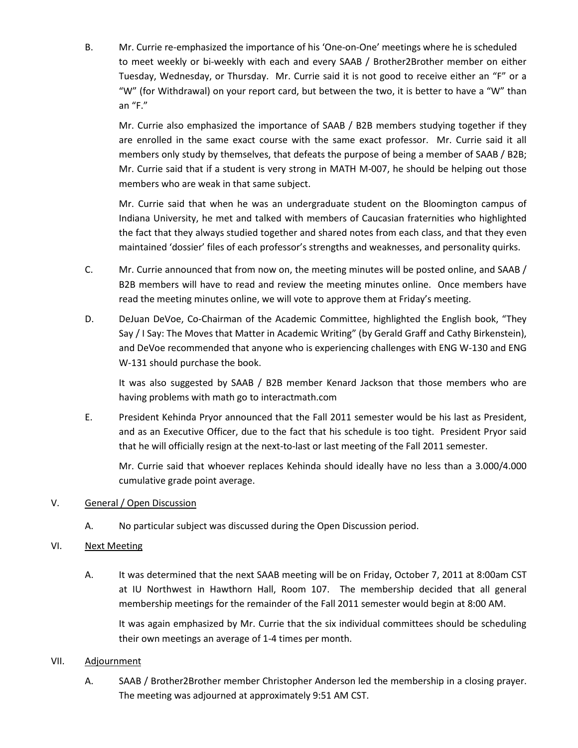B. Mr. Currie re-emphasized the importance of his 'One-on-One' meetings where he is scheduled to meet weekly or bi-weekly with each and every SAAB / Brother2Brother member on either Tuesday, Wednesday, or Thursday. Mr. Currie said it is not good to receive either an "F" or a "W" (for Withdrawal) on your report card, but between the two, it is better to have a "W" than an "F."

Mr. Currie also emphasized the importance of SAAB / B2B members studying together if they are enrolled in the same exact course with the same exact professor. Mr. Currie said it all members only study by themselves, that defeats the purpose of being a member of SAAB / B2B; Mr. Currie said that if a student is very strong in MATH M-007, he should be helping out those members who are weak in that same subject.

Mr. Currie said that when he was an undergraduate student on the Bloomington campus of Indiana University, he met and talked with members of Caucasian fraternities who highlighted the fact that they always studied together and shared notes from each class, and that they even maintained 'dossier' files of each professor's strengths and weaknesses, and personality quirks.

C. Mr. Currie announced that from now on, the meeting minutes will be posted online, and SAAB / B2B members will have to read and review the meeting minutes online. Once members have read the meeting minutes online, we will vote to approve them at Friday's meeting.

D. DeJuan DeVoe, Co-Chairman of the Academic Committee, highlighted the English book, "They Say / I Say: The Moves that Matter in Academic Writing" (by Gerald Graff and Cathy Birkenstein), and DeVoe recommended that anyone who is experiencing challenges with ENG W-130 and ENG W-131 should purchase the book.

It was also suggested by SAAB / B2B member Kenard Jackson that those members who are having problems with math go to interactmath.com

E. President Kehinda Pryor announced that the Fall 2011 semester would be his last as President, and as an Executive Officer, due to the fact that his schedule is too tight. President Pryor said that he will officially resign at the next-to-last or last meeting of the Fall 2011 semester.

Mr. Currie said that whoever replaces Kehinda should ideally have no less than a 3.000/4.000 cumulative grade point average.

V. <u>General / Open Discussion</u>

A. No particular subject was discussed during the Open Discussion period.

VI. <u>Next Meeting</u>

A. It was determined that the next SAAB meeting will be on Friday, October 7, 2011 at 8:00am CST at IU Northwest in Hawthorn Hall, Room 107. The membership decided that all general membership meetings for the remainder of the Fall 2011 semester would begin at 8:00 AM.

It was again emphasized by Mr. Currie that the six individual committees should be scheduling their own meetings an average of 1-4 times per month.

VII. <u>Adjournment</u>

A. SAAB / Brother2Brother member Christopher Anderson led the membership in a closing prayer. The meeting was adjourned at approximately 9:51 AM CST.